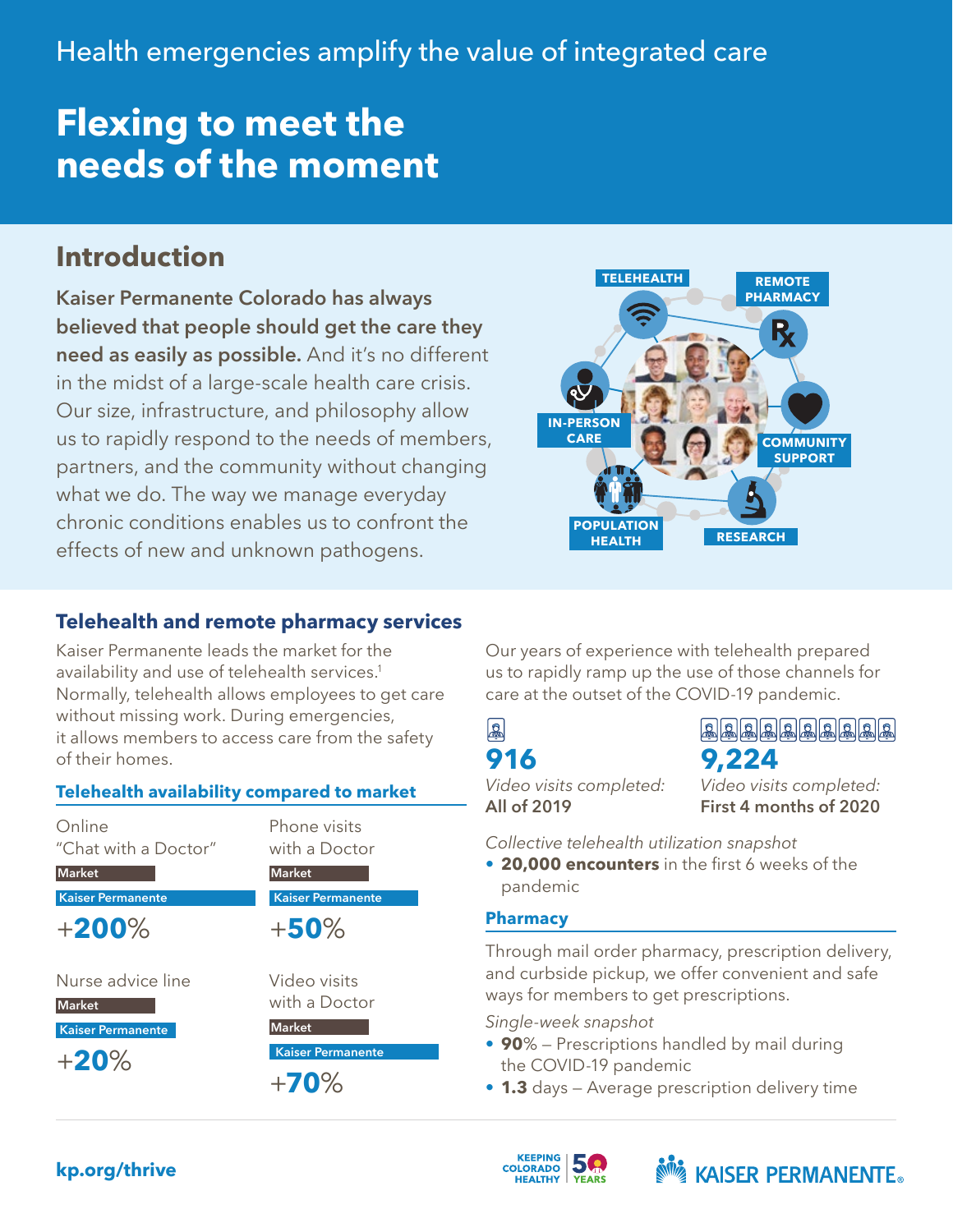Health emergencies amplify the value of integrated care

# Flexing to meet the needs of the moment

## Introduction

**Kaiser Permanente Colorado has always believed that people should get the care they need as easily as possible.** And it's no different in the midst of a large-scale health care crisis. Our size, infrastructure, and philosophy allow us to rapidly respond to the needs of members, partners, and the community without changing what we do. The way we manage everyday chronic conditions enables us to confront the effects of new and unknown pathogens.

TELEHEALTH · REMOTE PHARMACY · COMMUNITY SUPPORT · RESEARCH · POPULATION HEALTH · IN-PERSON CARE

## Telehealth and remote pharmacy services

Kaiser Permanente leads the market for the availability and use of telehealth services.[1] Normally, telehealth allows employees to get care without missing work. During emergencies, it allows members to access care from the safety of their homes.

### Telehealth availability compared to market

| Service | Kaiser Permanente vs. Market |
|---|---|
| Online "Chat with a Doctor" | +200% |
| Phone visits with a Doctor | +50% |
| Nurse advice line | +20% |
| Video visits with a Doctor | +70% |

Our years of experience with telehealth prepared us to rapidly ramp up the use of those channels for care at the outset of the COVID-19 pandemic.

**916**
*Video visits completed:* **All of 2019**

**9,224**
*Video visits completed:* **First 4 months of 2020**

*Collective telehealth utilization snapshot*

- **20,000 encounters** in the first 6 weeks of the pandemic

### Pharmacy

Through mail order pharmacy, prescription delivery, and curbside pickup, we offer convenient and safe ways for members to get prescriptions.

*Single-week snapshot*

- **90**% – Prescriptions handled by mail during the COVID-19 pandemic
- **1.3** days – Average prescription delivery time

kp.org/thrive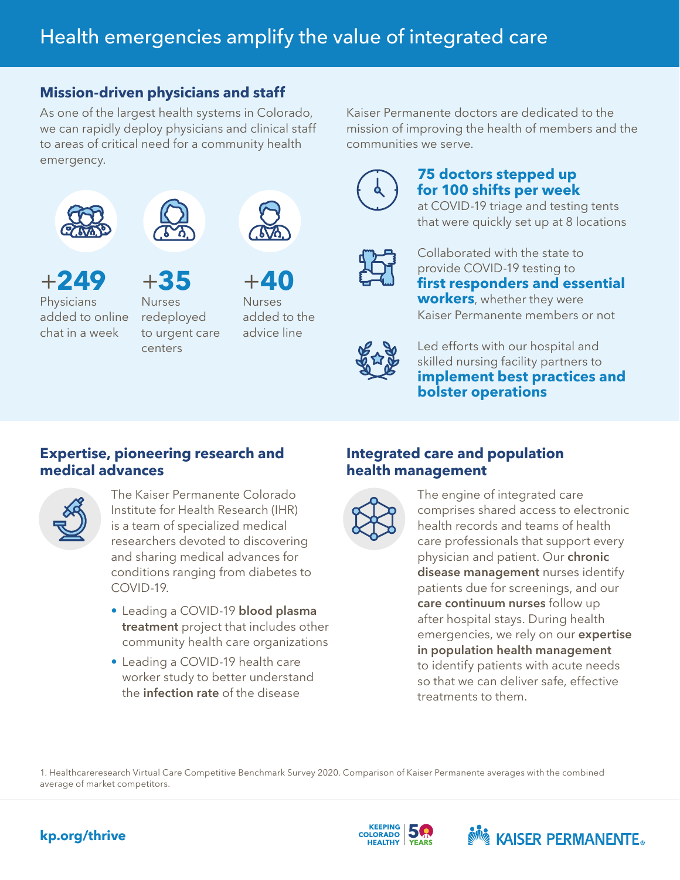# Health emergencies amplify the value of integrated care

## Mission-driven physicians and staff

As one of the largest health systems in Colorado, we can rapidly deploy physicians and clinical staff to areas of critical need for a community health emergency.

**+249**
Physicians added to online chat in a week

**+35**
Nurses redeployed to urgent care centers

**+40**
Nurses added to the advice line

Kaiser Permanente doctors are dedicated to the mission of improving the health of members and the communities we serve.

**75 doctors stepped up for 100 shifts per week** at COVID-19 triage and testing tents that were quickly set up at 8 locations

Collaborated with the state to provide COVID-19 testing to **first responders and essential workers**, whether they were Kaiser Permanente members or not

Led efforts with our hospital and skilled nursing facility partners to **implement best practices and bolster operations**

## Expertise, pioneering research and medical advances

The Kaiser Permanente Colorado Institute for Health Research (IHR) is a team of specialized medical researchers devoted to discovering and sharing medical advances for conditions ranging from diabetes to COVID-19.

- Leading a COVID-19 **blood plasma treatment** project that includes other community health care organizations
- Leading a COVID-19 health care worker study to better understand the **infection rate** of the disease

## Integrated care and population health management

The engine of integrated care comprises shared access to electronic health records and teams of health care professionals that support every physician and patient. Our **chronic disease management** nurses identify patients due for screenings, and our **care continuum nurses** follow up after hospital stays. During health emergencies, we rely on our **expertise in population health management** to identify patients with acute needs so that we can deliver safe, effective treatments to them.

1. Healthcareresearch Virtual Care Competitive Benchmark Survey 2020. Comparison of Kaiser Permanente averages with the combined average of market competitors.

kp.org/thrive

KEEPING COLORADO HEALTHY 50 YEARS

KAISER PERMANENTE